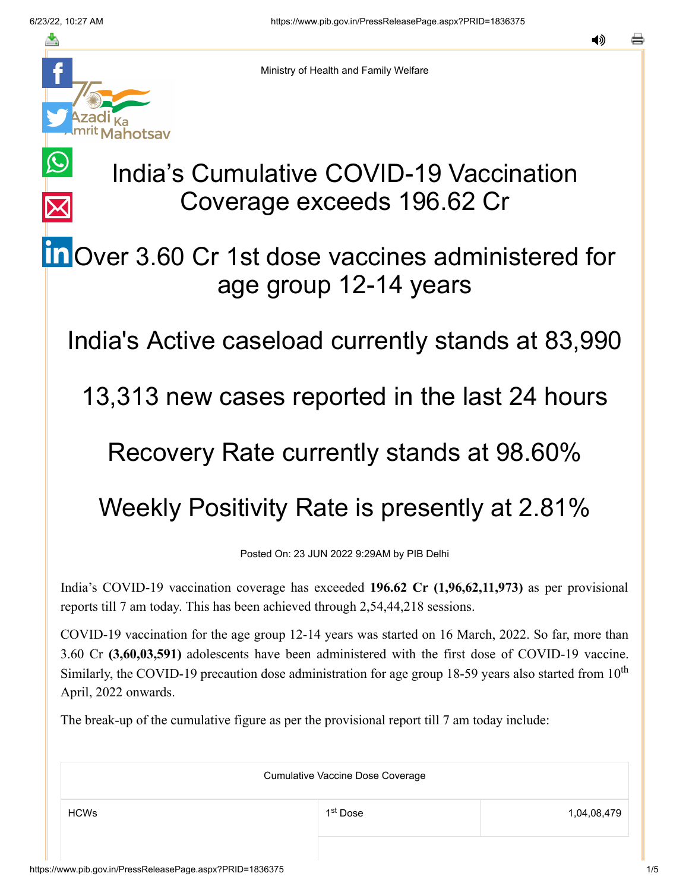Ministry of Health and Family Welfare

# India's Cumulative COVID-19 Vaccination Coverage exceeds 196.62 Cr

## Over 3.60 Cr 1st dose vaccines administered for age group 12-14 years

## India's Active caseload currently stands at 83,990

## 13,313 new cases reported in the last 24 hours

## Recovery Rate currently stands at 98.60%

## Weekly Positivity Rate is presently at 2.81%

Posted On: 23 JUN 2022 9:29AM by PIB Delhi

India's COVID-19 vaccination coverage has exceeded **196.62 Cr (1,96,62,11,973)** as per provisional reports till 7 am today. This has been achieved through 2,54,44,218 sessions.

COVID-19 vaccination for the age group 12-14 years was started on 16 March, 2022. So far, more than 3.60 Cr **(3,60,03,591)** adolescents have been administered with the first dose of COVID-19 vaccine. Similarly, the COVID-19 precaution dose administration for age group 18-59 years also started from 10th April, 2022 onwards.

The break-up of the cumulative figure as per the provisional report till 7 am today include:

| Cumulative Vaccine Dose Coverage | | |
|---|---|---|
| HCWs | 1st Dose | 1,04,08,479 |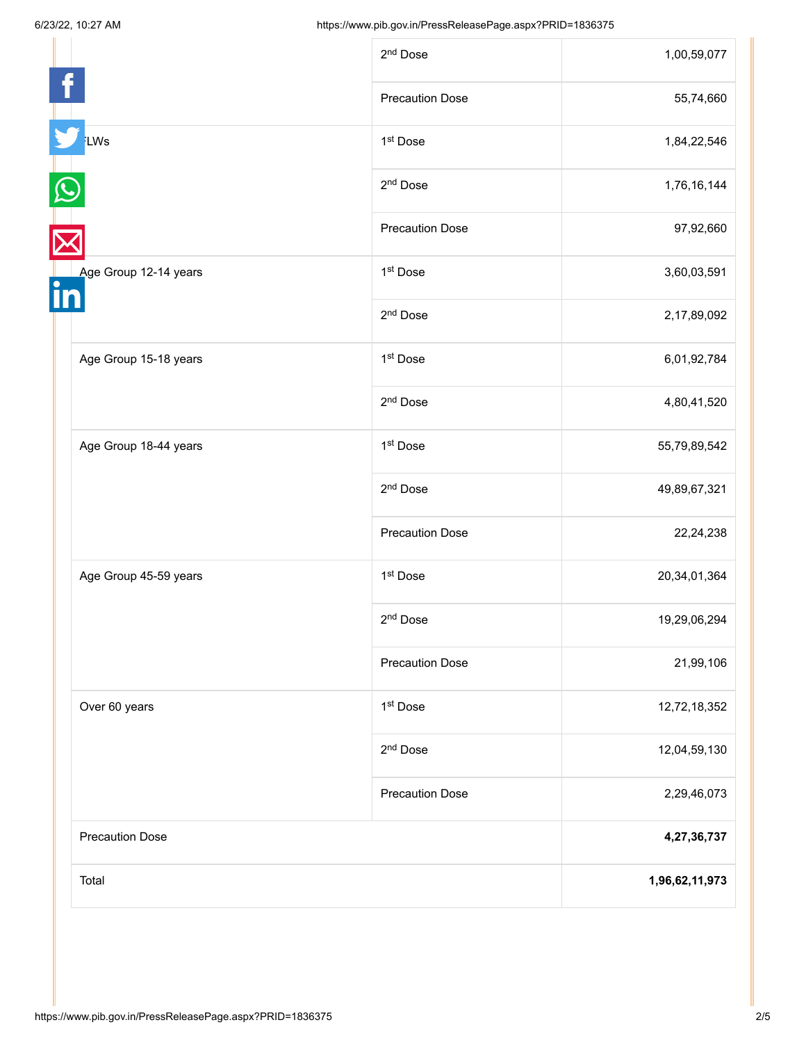| | | |
|---|---|---|
| | 2nd Dose | 1,00,59,077 |
| | Precaution Dose | 55,74,660 |
| FLWs | 1st Dose | 1,84,22,546 |
| | 2nd Dose | 1,76,16,144 |
| | Precaution Dose | 97,92,660 |
| Age Group 12-14 years | 1st Dose | 3,60,03,591 |
| | 2nd Dose | 2,17,89,092 |
| Age Group 15-18 years | 1st Dose | 6,01,92,784 |
| | 2nd Dose | 4,80,41,520 |
| Age Group 18-44 years | 1st Dose | 55,79,89,542 |
| | 2nd Dose | 49,89,67,321 |
| | Precaution Dose | 22,24,238 |
| Age Group 45-59 years | 1st Dose | 20,34,01,364 |
| | 2nd Dose | 19,29,06,294 |
| | Precaution Dose | 21,99,106 |
| Over 60 years | 1st Dose | 12,72,18,352 |
| | 2nd Dose | 12,04,59,130 |
| | Precaution Dose | 2,29,46,073 |
| Precaution Dose | | **4,27,36,737** |
| Total | | **1,96,62,11,973** |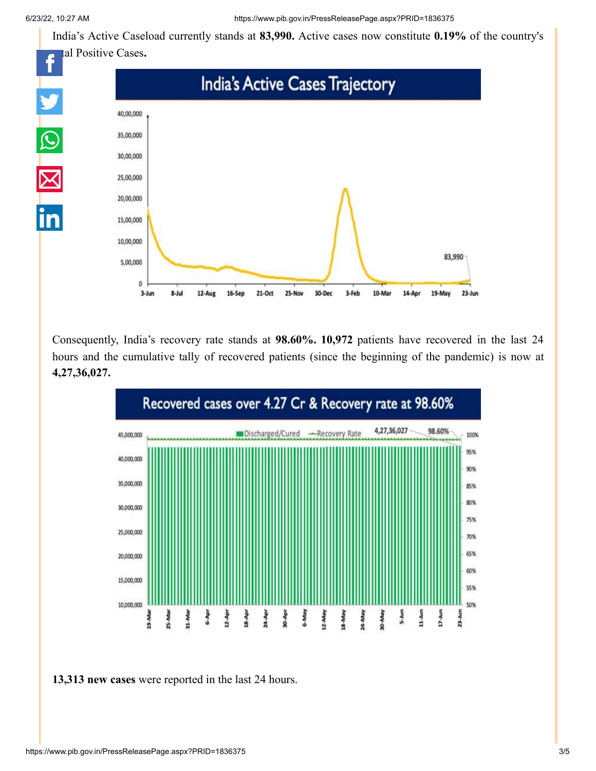India's Active Caseload currently stands at **83,990.** Active cases now constitute **0.19%** of the country's total Positive Cases**.**

Consequently, India's recovery rate stands at **98.60%. 10,972** patients have recovered in the last 24 hours and the cumulative tally of recovered patients (since the beginning of the pandemic) is now at **4,27,36,027.**

**13,313 new cases** were reported in the last 24 hours.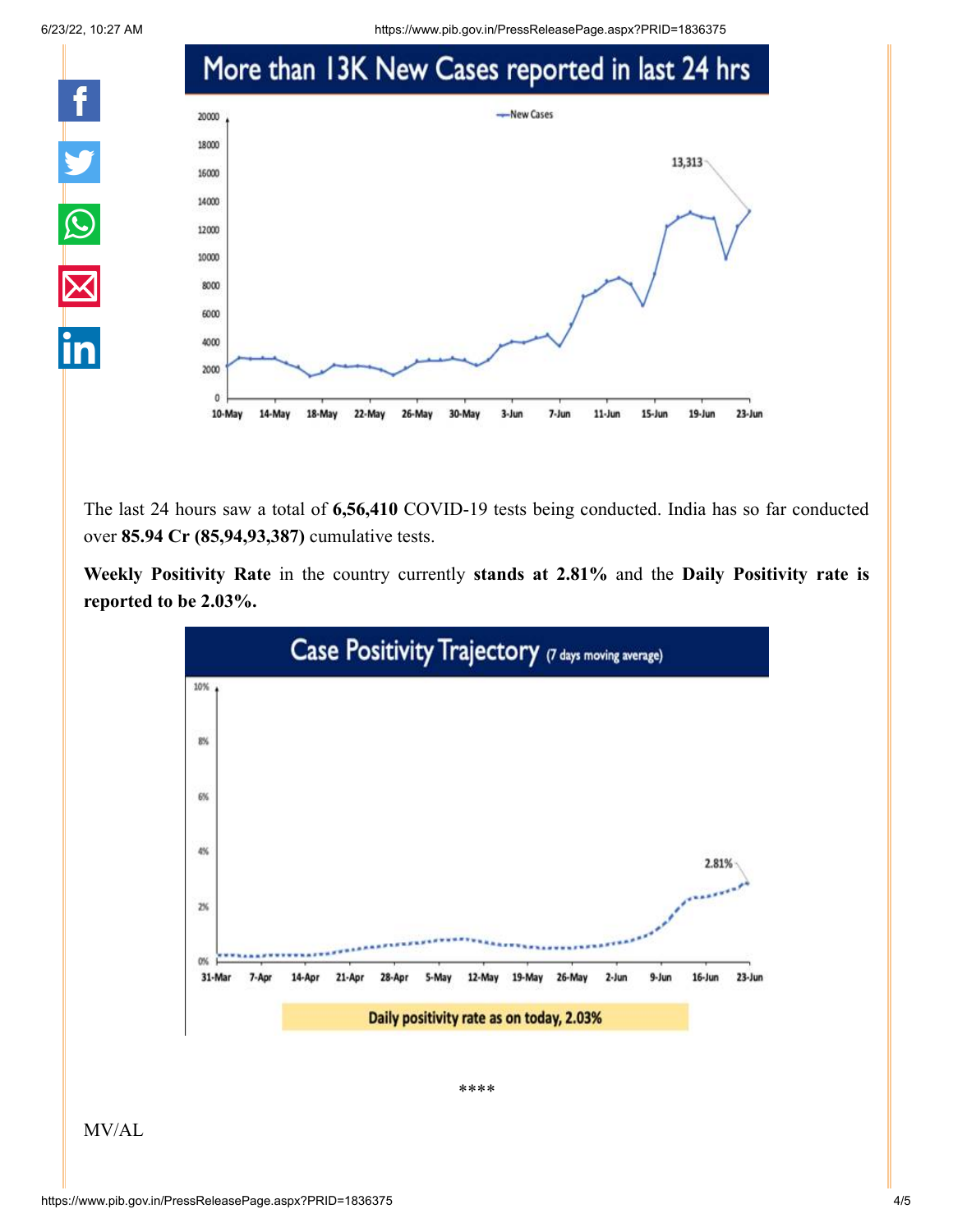More than 13K New Cases reported in last 24 hrs

The last 24 hours saw a total of **6,56,410** COVID-19 tests being conducted. India has so far conducted over **85.94 Cr (85,94,93,387)** cumulative tests.

**Weekly Positivity Rate** in the country currently **stands at 2.81%** and the **Daily Positivity rate is reported to be 2.03%.**

Case Positivity Trajectory (7 days moving average)

Daily positivity rate as on today, 2.03%

****

MV/AL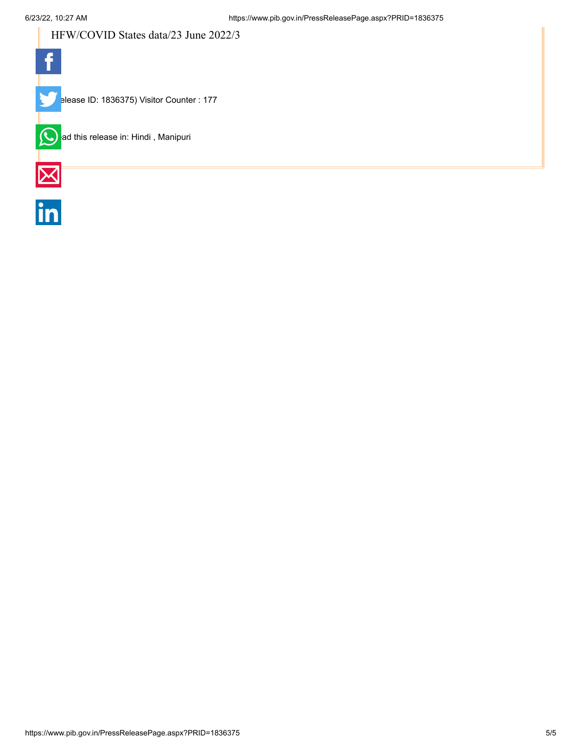HFW/COVID States data/23 June 2022/3

(Release ID: 1836375) Visitor Counter : 177

Read this release in: Hindi , Manipuri